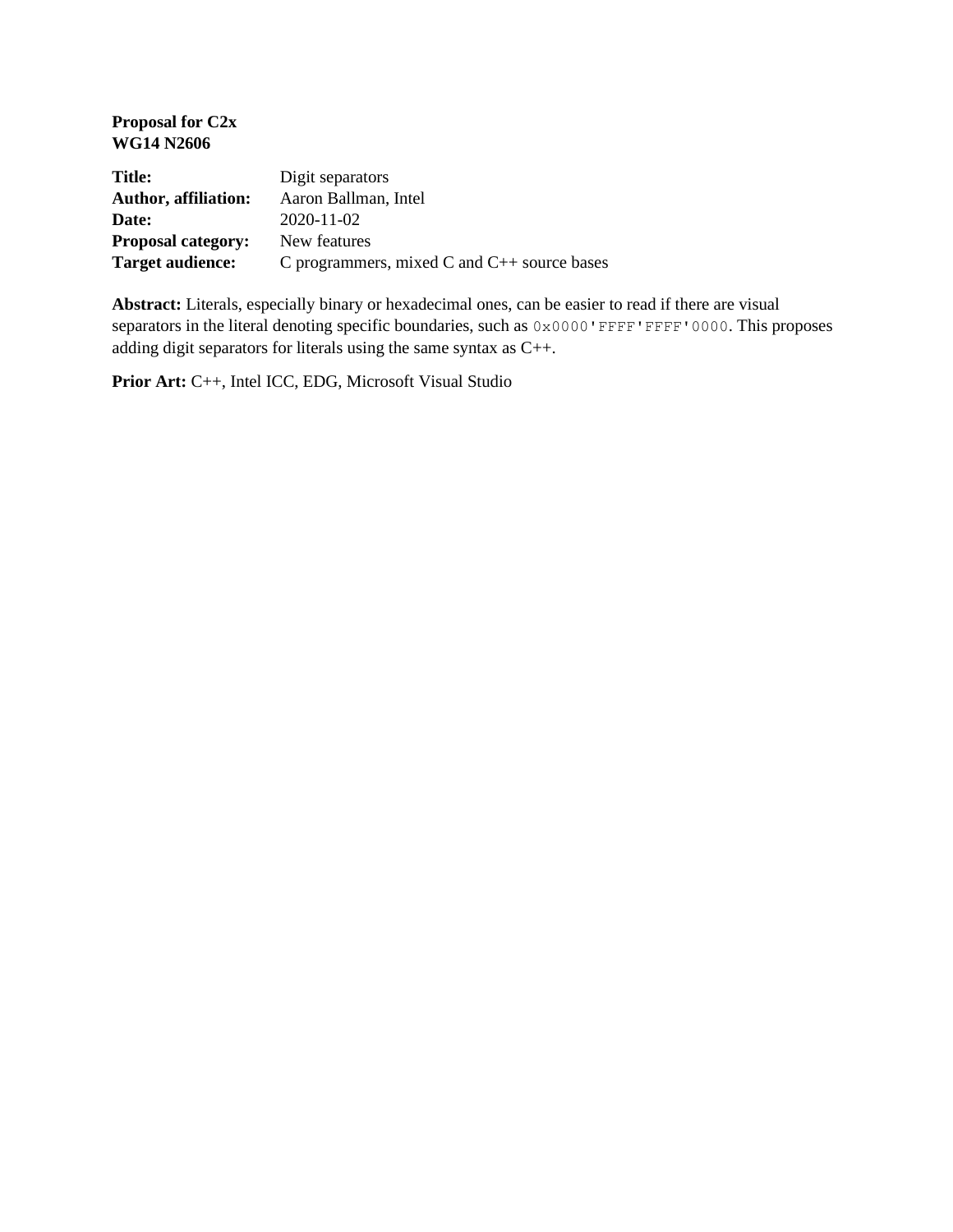**Proposal for C2x**
**WG14 N2606**

**Title:** Digit separators
**Author, affiliation:** Aaron Ballman, Intel
**Date:** 2020-11-02
**Proposal category:** New features
**Target audience:** C programmers, mixed C and C++ source bases

**Abstract:** Literals, especially binary or hexadecimal ones, can be easier to read if there are visual separators in the literal denoting specific boundaries, such as `0x0000'FFFF'FFFF'0000`. This proposes adding digit separators for literals using the same syntax as C++.

**Prior Art:** C++, Intel ICC, EDG, Microsoft Visual Studio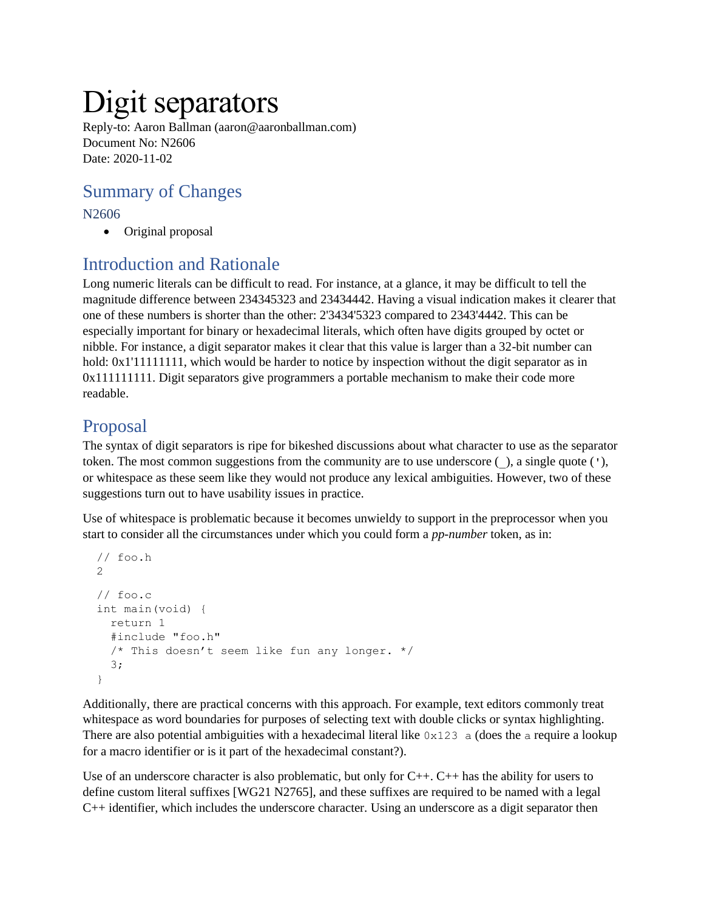# Digit separators

Reply-to: Aaron Ballman (aaron@aaronballman.com)
Document No: N2606
Date: 2020-11-02

## Summary of Changes

### N2606

- Original proposal

## Introduction and Rationale

Long numeric literals can be difficult to read. For instance, at a glance, it may be difficult to tell the magnitude difference between 234345323 and 23434442. Having a visual indication makes it clearer that one of these numbers is shorter than the other: 2'3434'5323 compared to 2343'4442. This can be especially important for binary or hexadecimal literals, which often have digits grouped by octet or nibble. For instance, a digit separator makes it clear that this value is larger than a 32-bit number can hold: 0x1'11111111, which would be harder to notice by inspection without the digit separator as in 0x111111111. Digit separators give programmers a portable mechanism to make their code more readable.

## Proposal

The syntax of digit separators is ripe for bikeshed discussions about what character to use as the separator token. The most common suggestions from the community are to use underscore (_), a single quote ('), or whitespace as these seem like they would not produce any lexical ambiguities. However, two of these suggestions turn out to have usability issues in practice.

Use of whitespace is problematic because it becomes unwieldy to support in the preprocessor when you start to consider all the circumstances under which you could form a *pp-number* token, as in:

```
// foo.h
2

// foo.c
int main(void) {
  return 1
  #include "foo.h"
  /* This doesn't seem like fun any longer. */
  3;
}
```

Additionally, there are practical concerns with this approach. For example, text editors commonly treat whitespace as word boundaries for purposes of selecting text with double clicks or syntax highlighting. There are also potential ambiguities with a hexadecimal literal like `0x123 a` (does the `a` require a lookup for a macro identifier or is it part of the hexadecimal constant?).

Use of an underscore character is also problematic, but only for C++. C++ has the ability for users to define custom literal suffixes [WG21 N2765], and these suffixes are required to be named with a legal C++ identifier, which includes the underscore character. Using an underscore as a digit separator then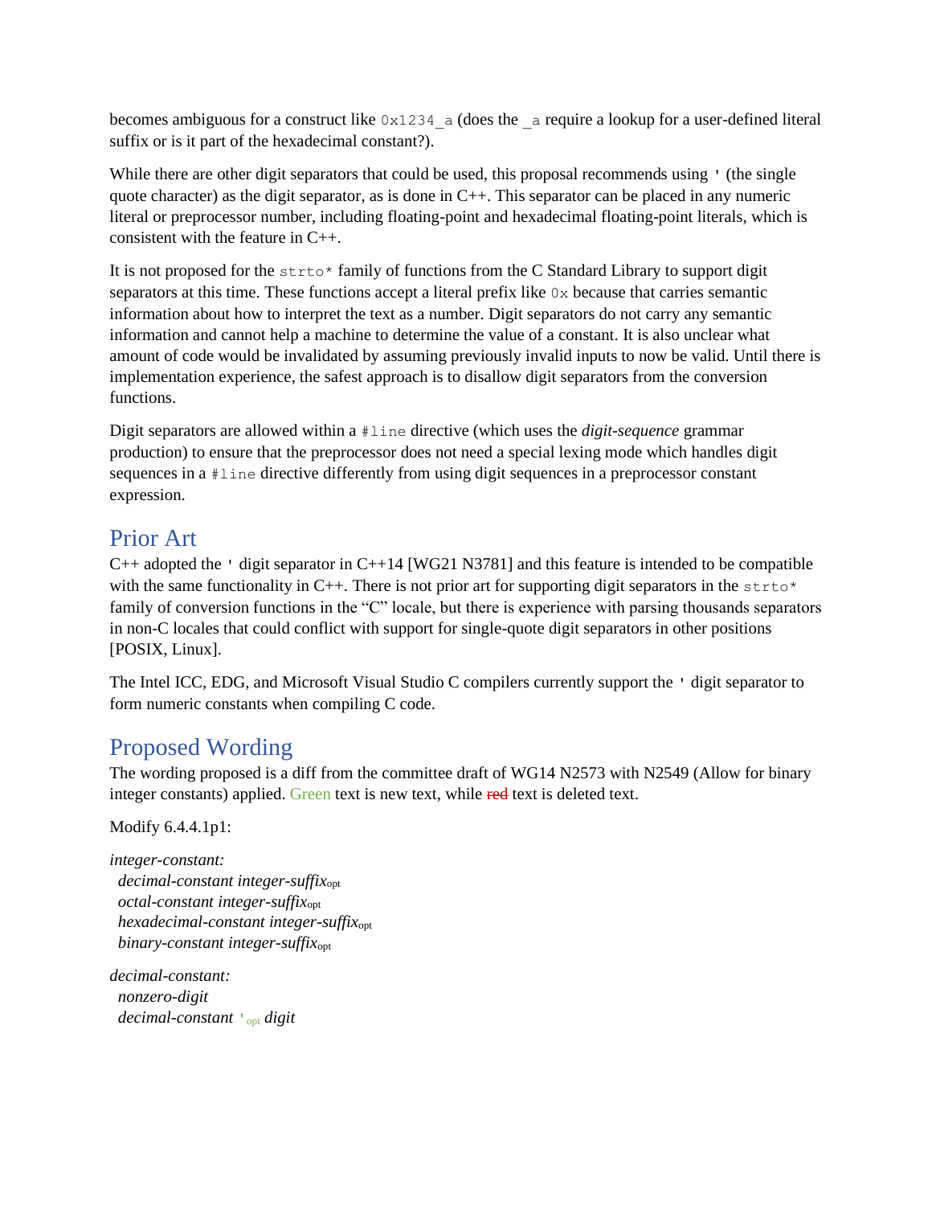becomes ambiguous for a construct like `0x1234_a` (does the `_a` require a lookup for a user-defined literal suffix or is it part of the hexadecimal constant?).

While there are other digit separators that could be used, this proposal recommends using `'` (the single quote character) as the digit separator, as is done in C++. This separator can be placed in any numeric literal or preprocessor number, including floating-point and hexadecimal floating-point literals, which is consistent with the feature in C++.

It is not proposed for the `strto*` family of functions from the C Standard Library to support digit separators at this time. These functions accept a literal prefix like `0x` because that carries semantic information about how to interpret the text as a number. Digit separators do not carry any semantic information and cannot help a machine to determine the value of a constant. It is also unclear what amount of code would be invalidated by assuming previously invalid inputs to now be valid. Until there is implementation experience, the safest approach is to disallow digit separators from the conversion functions.

Digit separators are allowed within a `#line` directive (which uses the *digit-sequence* grammar production) to ensure that the preprocessor does not need a special lexing mode which handles digit sequences in a `#line` directive differently from using digit sequences in a preprocessor constant expression.

## Prior Art

C++ adopted the `'` digit separator in C++14 [WG21 N3781] and this feature is intended to be compatible with the same functionality in C++. There is not prior art for supporting digit separators in the `strto*` family of conversion functions in the "C" locale, but there is experience with parsing thousands separators in non-C locales that could conflict with support for single-quote digit separators in other positions [POSIX, Linux].

The Intel ICC, EDG, and Microsoft Visual Studio C compilers currently support the `'` digit separator to form numeric constants when compiling C code.

## Proposed Wording

The wording proposed is a diff from the committee draft of WG14 N2573 with N2549 (Allow for binary integer constants) applied. Green text is new text, while ~~red~~ text is deleted text.

Modify 6.4.4.1p1:

*integer-constant:*
  *decimal-constant integer-suffix*$_{opt}$
  *octal-constant integer-suffix*$_{opt}$
  *hexadecimal-constant integer-suffix*$_{opt}$
  *binary-constant integer-suffix*$_{opt}$

*decimal-constant:*
  *nonzero-digit*
  *decimal-constant* `'`$_{opt}$ *digit*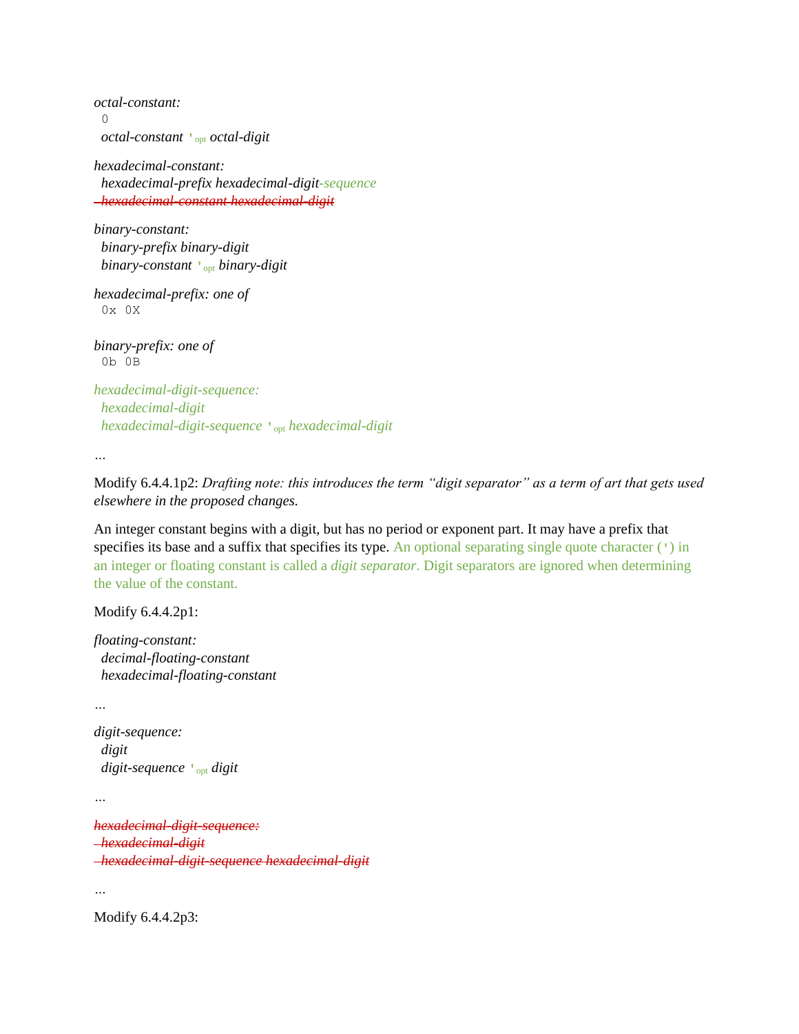*octal-constant:*
  0
  *octal-constant* ' opt *octal-digit*

*hexadecimal-constant:*
  *hexadecimal-prefix hexadecimal-digit-sequence*
  ~~*hexadecimal-constant hexadecimal-digit*~~

*binary-constant:*
  *binary-prefix binary-digit*
  *binary-constant* ' opt *binary-digit*

*hexadecimal-prefix: one of*
  0x 0X

*binary-prefix: one of*
  0b 0B

*hexadecimal-digit-sequence:*
  *hexadecimal-digit*
  *hexadecimal-digit-sequence* ' opt *hexadecimal-digit*

…

Modify 6.4.4.1p2: *Drafting note: this introduces the term "digit separator" as a term of art that gets used elsewhere in the proposed changes.*

An integer constant begins with a digit, but has no period or exponent part. It may have a prefix that specifies its base and a suffix that specifies its type. An optional separating single quote character (') in an integer or floating constant is called a *digit separator*. Digit separators are ignored when determining the value of the constant.

Modify 6.4.4.2p1:

*floating-constant:*
  *decimal-floating-constant*
  *hexadecimal-floating-constant*

…

*digit-sequence:*
  *digit*
  *digit-sequence* ' opt *digit*

…

~~*hexadecimal-digit-sequence:*~~
  ~~*hexadecimal-digit*~~
  ~~*hexadecimal-digit-sequence hexadecimal-digit*~~

…

Modify 6.4.4.2p3: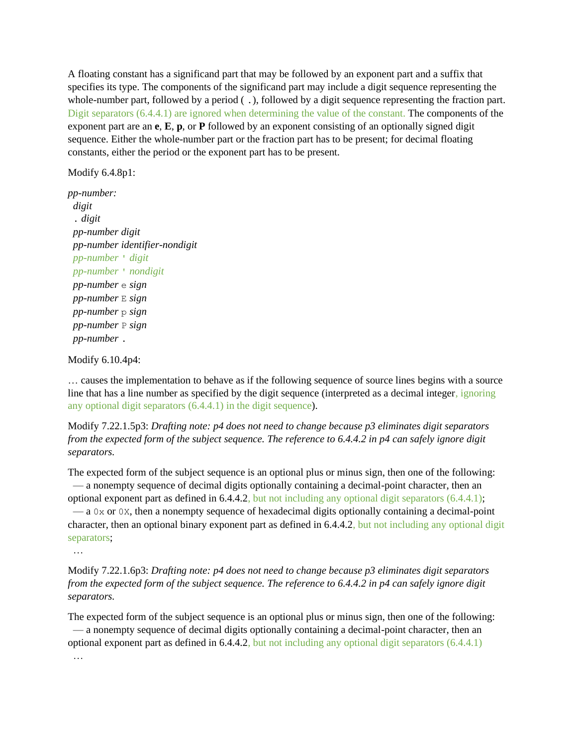A floating constant has a significand part that may be followed by an exponent part and a suffix that specifies its type. The components of the significand part may include a digit sequence representing the whole-number part, followed by a period ( `.` ), followed by a digit sequence representing the fraction part. Digit separators (6.4.4.1) are ignored when determining the value of the constant. The components of the exponent part are an **e**, **E**, **p**, or **P** followed by an exponent consisting of an optionally signed digit sequence. Either the whole-number part or the fraction part has to be present; for decimal floating constants, either the period or the exponent part has to be present.

Modify 6.4.8p1:

*pp-number:*
  *digit*
  `.` *digit*
  *pp-number digit*
  *pp-number identifier-nondigit*
  *pp-number* `'` *digit*
  *pp-number* `'` *nondigit*
  *pp-number* `e` *sign*
  *pp-number* `E` *sign*
  *pp-number* `p` *sign*
  *pp-number* `P` *sign*
  *pp-number* `.`

Modify 6.10.4p4:

… causes the implementation to behave as if the following sequence of source lines begins with a source line that has a line number as specified by the digit sequence (interpreted as a decimal integer, ignoring any optional digit separators (6.4.4.1) in the digit sequence).

Modify 7.22.1.5p3: *Drafting note: p4 does not need to change because p3 eliminates digit separators from the expected form of the subject sequence. The reference to 6.4.4.2 in p4 can safely ignore digit separators.*

The expected form of the subject sequence is an optional plus or minus sign, then one of the following:
  — a nonempty sequence of decimal digits optionally containing a decimal-point character, then an optional exponent part as defined in 6.4.4.2, but not including any optional digit separators (6.4.4.1);
  — a `0x` or `0X`, then a nonempty sequence of hexadecimal digits optionally containing a decimal-point character, then an optional binary exponent part as defined in 6.4.4.2, but not including any optional digit separators;
  …

Modify 7.22.1.6p3: *Drafting note: p4 does not need to change because p3 eliminates digit separators from the expected form of the subject sequence. The reference to 6.4.4.2 in p4 can safely ignore digit separators.*

The expected form of the subject sequence is an optional plus or minus sign, then one of the following:
  — a nonempty sequence of decimal digits optionally containing a decimal-point character, then an optional exponent part as defined in 6.4.4.2, but not including any optional digit separators (6.4.4.1)
  …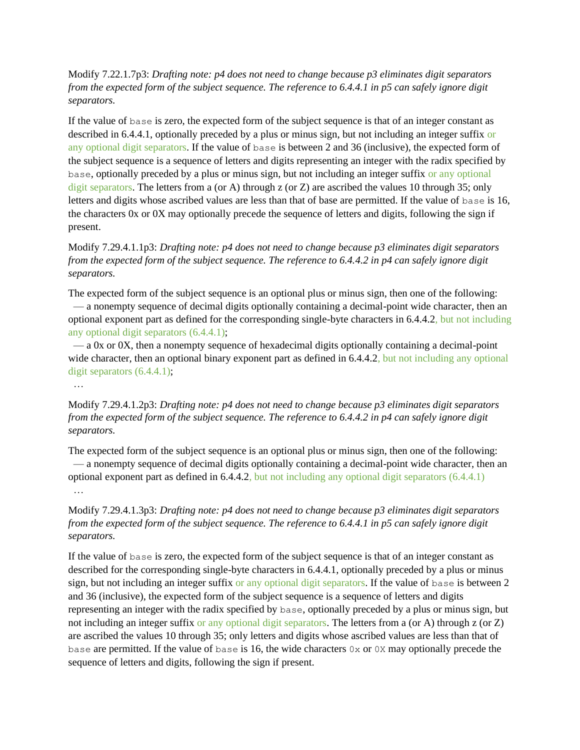Modify 7.22.1.7p3: *Drafting note: p4 does not need to change because p3 eliminates digit separators from the expected form of the subject sequence. The reference to 6.4.4.1 in p5 can safely ignore digit separators.*

If the value of `base` is zero, the expected form of the subject sequence is that of an integer constant as described in 6.4.4.1, optionally preceded by a plus or minus sign, but not including an integer suffix or any optional digit separators. If the value of `base` is between 2 and 36 (inclusive), the expected form of the subject sequence is a sequence of letters and digits representing an integer with the radix specified by `base`, optionally preceded by a plus or minus sign, but not including an integer suffix or any optional digit separators. The letters from a (or A) through z (or Z) are ascribed the values 10 through 35; only letters and digits whose ascribed values are less than that of base are permitted. If the value of `base` is 16, the characters 0x or 0X may optionally precede the sequence of letters and digits, following the sign if present.

Modify 7.29.4.1.1p3: *Drafting note: p4 does not need to change because p3 eliminates digit separators from the expected form of the subject sequence. The reference to 6.4.4.2 in p4 can safely ignore digit separators.*

The expected form of the subject sequence is an optional plus or minus sign, then one of the following:

— a nonempty sequence of decimal digits optionally containing a decimal-point wide character, then an optional exponent part as defined for the corresponding single-byte characters in 6.4.4.2, but not including any optional digit separators (6.4.4.1);

— a 0x or 0X, then a nonempty sequence of hexadecimal digits optionally containing a decimal-point wide character, then an optional binary exponent part as defined in 6.4.4.2, but not including any optional digit separators (6.4.4.1);

…

Modify 7.29.4.1.2p3: *Drafting note: p4 does not need to change because p3 eliminates digit separators from the expected form of the subject sequence. The reference to 6.4.4.2 in p4 can safely ignore digit separators.*

The expected form of the subject sequence is an optional plus or minus sign, then one of the following:

— a nonempty sequence of decimal digits optionally containing a decimal-point wide character, then an optional exponent part as defined in 6.4.4.2, but not including any optional digit separators (6.4.4.1)

…

Modify 7.29.4.1.3p3: *Drafting note: p4 does not need to change because p3 eliminates digit separators from the expected form of the subject sequence. The reference to 6.4.4.1 in p5 can safely ignore digit separators.*

If the value of `base` is zero, the expected form of the subject sequence is that of an integer constant as described for the corresponding single-byte characters in 6.4.4.1, optionally preceded by a plus or minus sign, but not including an integer suffix or any optional digit separators. If the value of `base` is between 2 and 36 (inclusive), the expected form of the subject sequence is a sequence of letters and digits representing an integer with the radix specified by `base`, optionally preceded by a plus or minus sign, but not including an integer suffix or any optional digit separators. The letters from a (or A) through z (or Z) are ascribed the values 10 through 35; only letters and digits whose ascribed values are less than that of `base` are permitted. If the value of `base` is 16, the wide characters `0x` or `0X` may optionally precede the sequence of letters and digits, following the sign if present.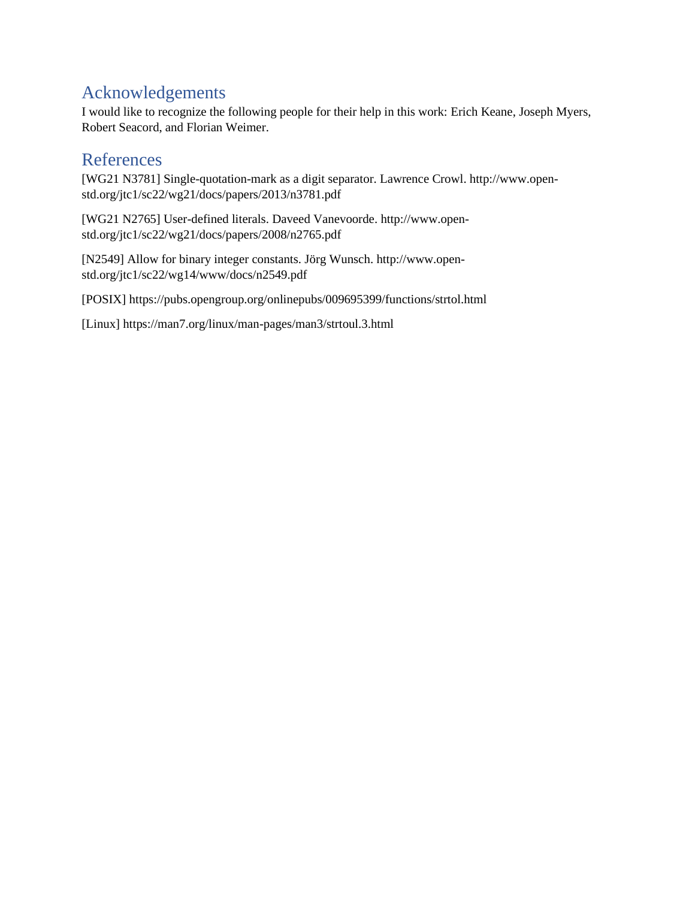## Acknowledgements

I would like to recognize the following people for their help in this work: Erich Keane, Joseph Myers, Robert Seacord, and Florian Weimer.

## References

[WG21 N3781] Single-quotation-mark as a digit separator. Lawrence Crowl. http://www.open-std.org/jtc1/sc22/wg21/docs/papers/2013/n3781.pdf

[WG21 N2765] User-defined literals. Daveed Vanevoorde. http://www.open-std.org/jtc1/sc22/wg21/docs/papers/2008/n2765.pdf

[N2549] Allow for binary integer constants. Jörg Wunsch. http://www.open-std.org/jtc1/sc22/wg14/www/docs/n2549.pdf

[POSIX] https://pubs.opengroup.org/onlinepubs/009695399/functions/strtol.html

[Linux] https://man7.org/linux/man-pages/man3/strtoul.3.html